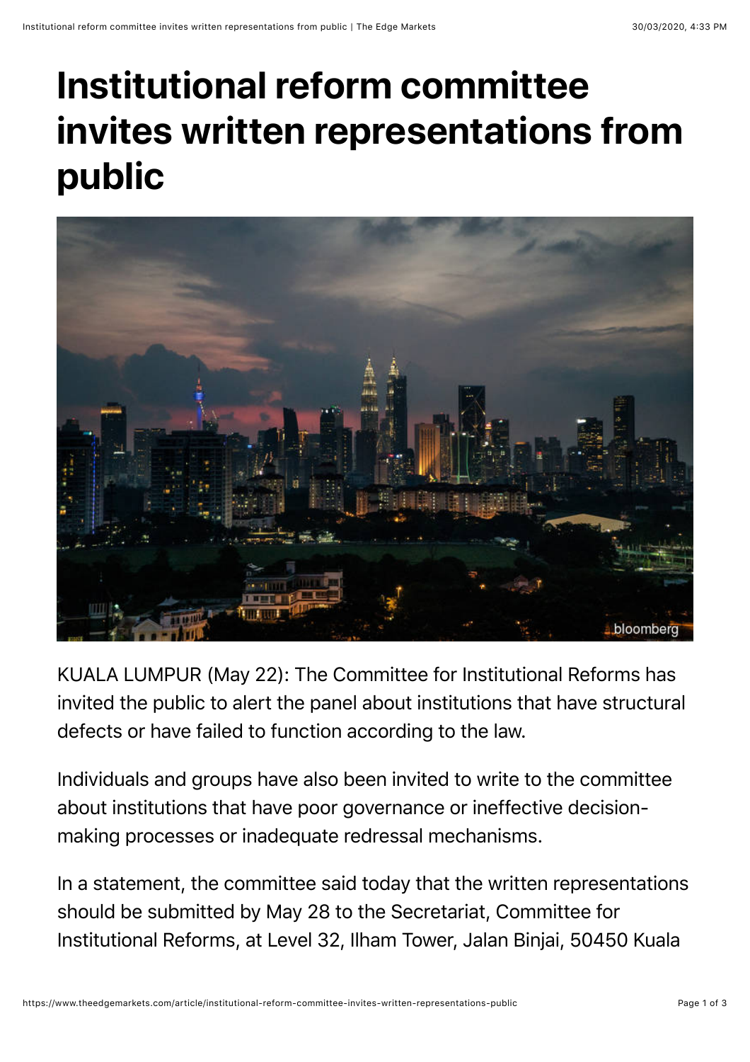# Institutional reform committee invites written representations from public

KUALA LUMPUR (May 22): The Committee for Institutional Reforms has invited the public to alert the panel about institutions that have structural defects or have failed to function according to the law.

Individuals and groups have also been invited to write to the committee about institutions that have poor governance or ineffective decision-making processes or inadequate redressal mechanisms.

In a statement, the committee said today that the written representations should be submitted by May 28 to the Secretariat, Committee for Institutional Reforms, at Level 32, Ilham Tower, Jalan Binjai, 50450 Kuala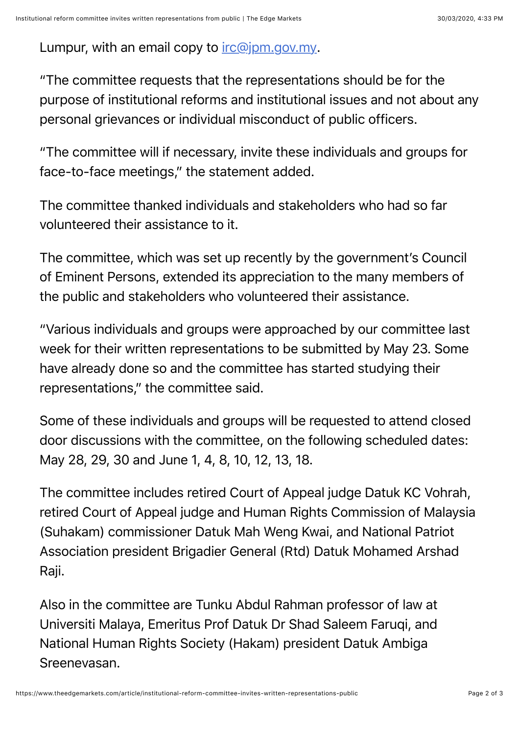Lumpur, with an email copy to [irc@jpm.gov.my](mailto:irc@jpm.gov.my).

"The committee requests that the representations should be for the purpose of institutional reforms and institutional issues and not about any personal grievances or individual misconduct of public officers.

"The committee will if necessary, invite these individuals and groups for face-to-face meetings," the statement added.

The committee thanked individuals and stakeholders who had so far volunteered their assistance to it.

The committee, which was set up recently by the government's Council of Eminent Persons, extended its appreciation to the many members of the public and stakeholders who volunteered their assistance.

"Various individuals and groups were approached by our committee last week for their written representations to be submitted by May 23. Some have already done so and the committee has started studying their representations," the committee said.

Some of these individuals and groups will be requested to attend closed door discussions with the committee, on the following scheduled dates: May 28, 29, 30 and June 1, 4, 8, 10, 12, 13, 18.

The committee includes retired Court of Appeal judge Datuk KC Vohrah, retired Court of Appeal judge and Human Rights Commission of Malaysia (Suhakam) commissioner Datuk Mah Weng Kwai, and National Patriot Association president Brigadier General (Rtd) Datuk Mohamed Arshad Raji.

Also in the committee are Tunku Abdul Rahman professor of law at Universiti Malaya, Emeritus Prof Datuk Dr Shad Saleem Faruqi, and National Human Rights Society (Hakam) president Datuk Ambiga Sreenevasan.